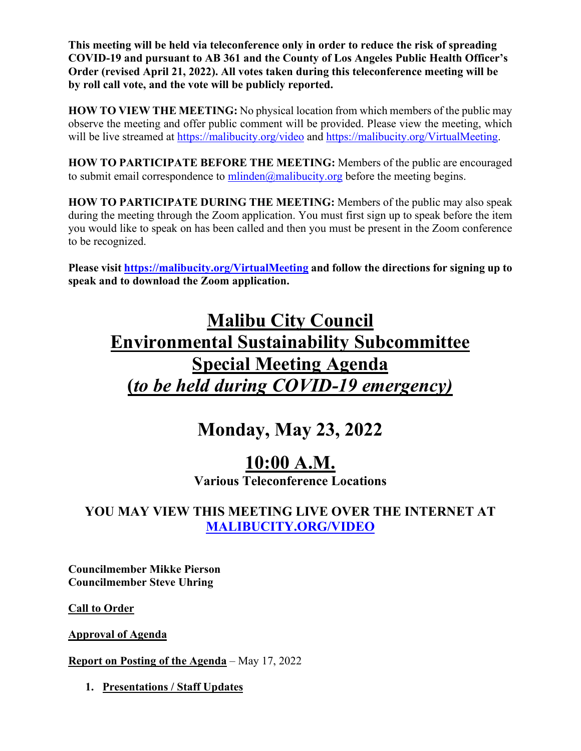**This meeting will be held via teleconference only in order to reduce the risk of spreading COVID-19 and pursuant to AB 361 and the County of Los Angeles Public Health Officer's Order (revised April 21, 2022). All votes taken during this teleconference meeting will be by roll call vote, and the vote will be publicly reported.**

**HOW TO VIEW THE MEETING:** No physical location from which members of the public may observe the meeting and offer public comment will be provided. Please view the meeting, which will be live streamed at https://malibucity.org/video and https://malibucity.org/VirtualMeeting.

**HOW TO PARTICIPATE BEFORE THE MEETING:** Members of the public are encouraged to submit email correspondence to mlinden@malibucity.org before the meeting begins.

**HOW TO PARTICIPATE DURING THE MEETING:** Members of the public may also speak during the meeting through the Zoom application. You must first sign up to speak before the item you would like to speak on has been called and then you must be present in the Zoom conference to be recognized.

**Please visit https://malibucity.org/VirtualMeeting and follow the directions for signing up to speak and to download the Zoom application.**

# Malibu City Council
# Environmental Sustainability Subcommittee
# Special Meeting Agenda
# *(to be held during COVID-19 emergency)*

## Monday, May 23, 2022

## 10:00 A.M.

**Various Teleconference Locations**

**YOU MAY VIEW THIS MEETING LIVE OVER THE INTERNET AT MALIBUCITY.ORG/VIDEO**

**Councilmember Mikke Pierson**
**Councilmember Steve Uhring**

**Call to Order**

**Approval of Agenda**

**Report on Posting of the Agenda** – May 17, 2022

1. **Presentations / Staff Updates**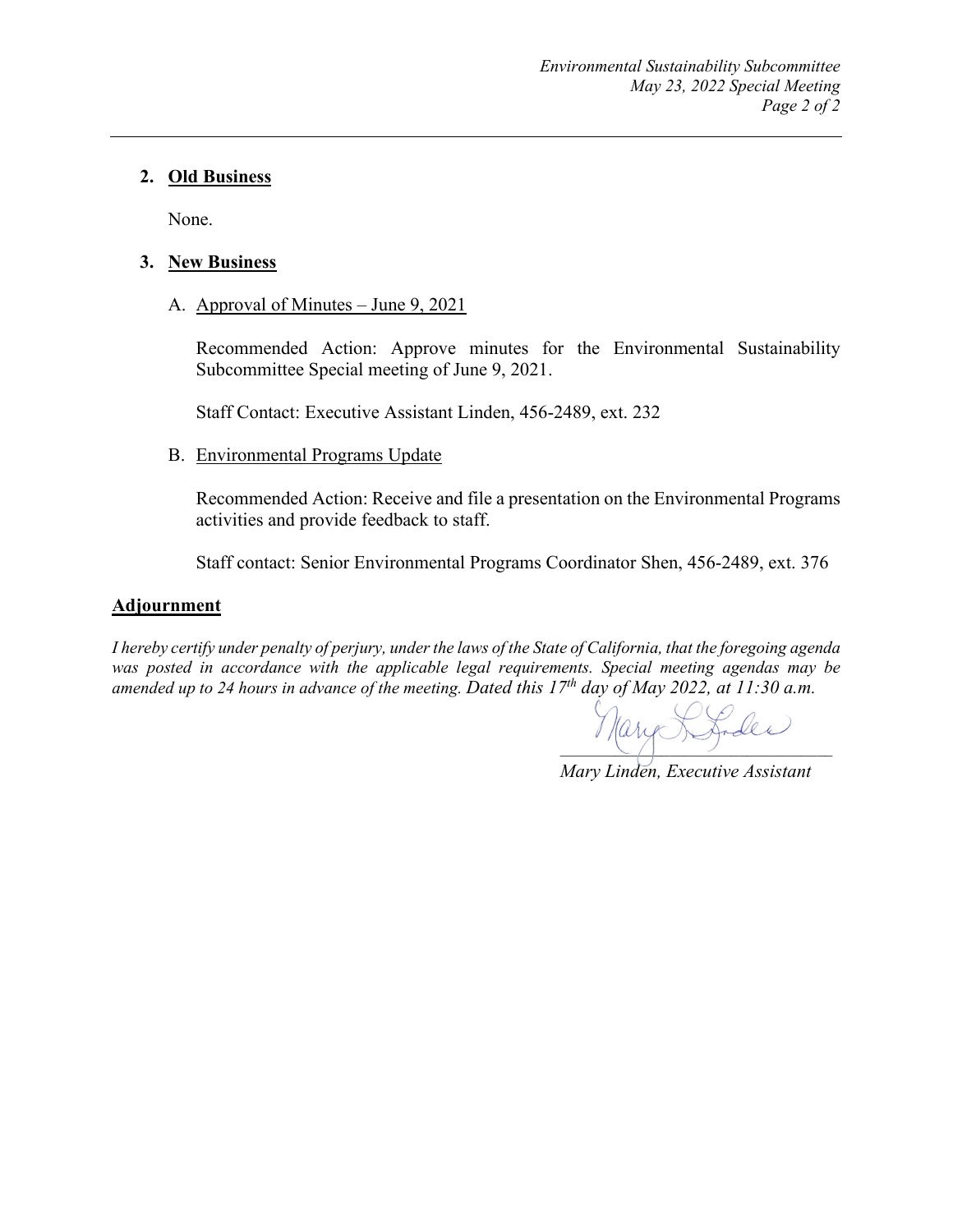## 2. Old Business

None.

## 3. New Business

A. Approval of Minutes – June 9, 2021

Recommended Action: Approve minutes for the Environmental Sustainability Subcommittee Special meeting of June 9, 2021.

Staff Contact: Executive Assistant Linden, 456-2489, ext. 232

B. Environmental Programs Update

Recommended Action: Receive and file a presentation on the Environmental Programs activities and provide feedback to staff.

Staff contact: Senior Environmental Programs Coordinator Shen, 456-2489, ext. 376

## Adjournment

*I hereby certify under penalty of perjury, under the laws of the State of California, that the foregoing agenda was posted in accordance with the applicable legal requirements. Special meeting agendas may be amended up to 24 hours in advance of the meeting. Dated this 17th day of May 2022, at 11:30 a.m.*

*Mary Linden, Executive Assistant*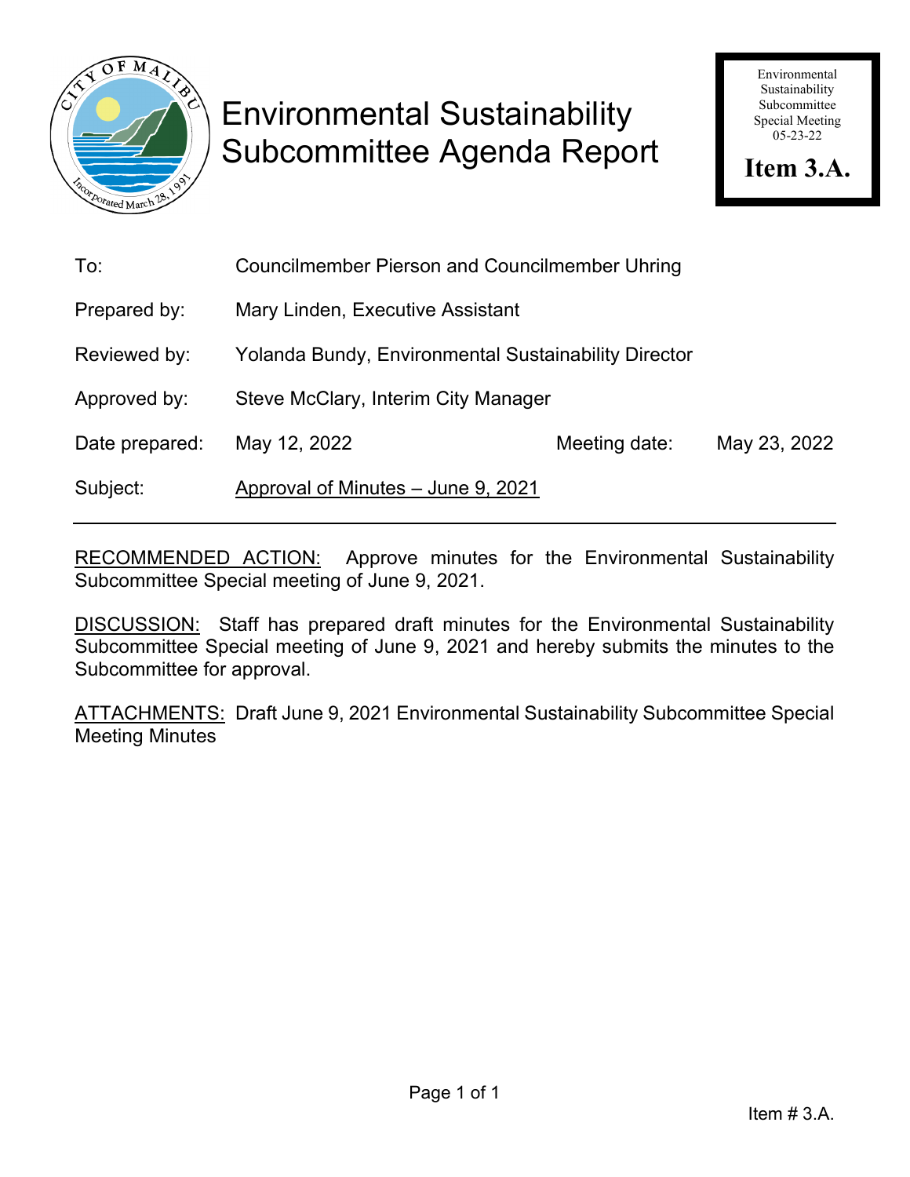# Environmental Sustainability Subcommittee Agenda Report

Environmental Sustainability Subcommittee Special Meeting 05-23-22

**Item 3.A.**

| | |
|---|---|
| To: | Councilmember Pierson and Councilmember Uhring |
| Prepared by: | Mary Linden, Executive Assistant |
| Reviewed by: | Yolanda Bundy, Environmental Sustainability Director |
| Approved by: | Steve McClary, Interim City Manager |
| Date prepared: | May 12, 2022 — Meeting date: May 23, 2022 |
| Subject: | Approval of Minutes – June 9, 2021 |

---

RECOMMENDED ACTION: Approve minutes for the Environmental Sustainability Subcommittee Special meeting of June 9, 2021.

DISCUSSION: Staff has prepared draft minutes for the Environmental Sustainability Subcommittee Special meeting of June 9, 2021 and hereby submits the minutes to the Subcommittee for approval.

ATTACHMENTS: Draft June 9, 2021 Environmental Sustainability Subcommittee Special Meeting Minutes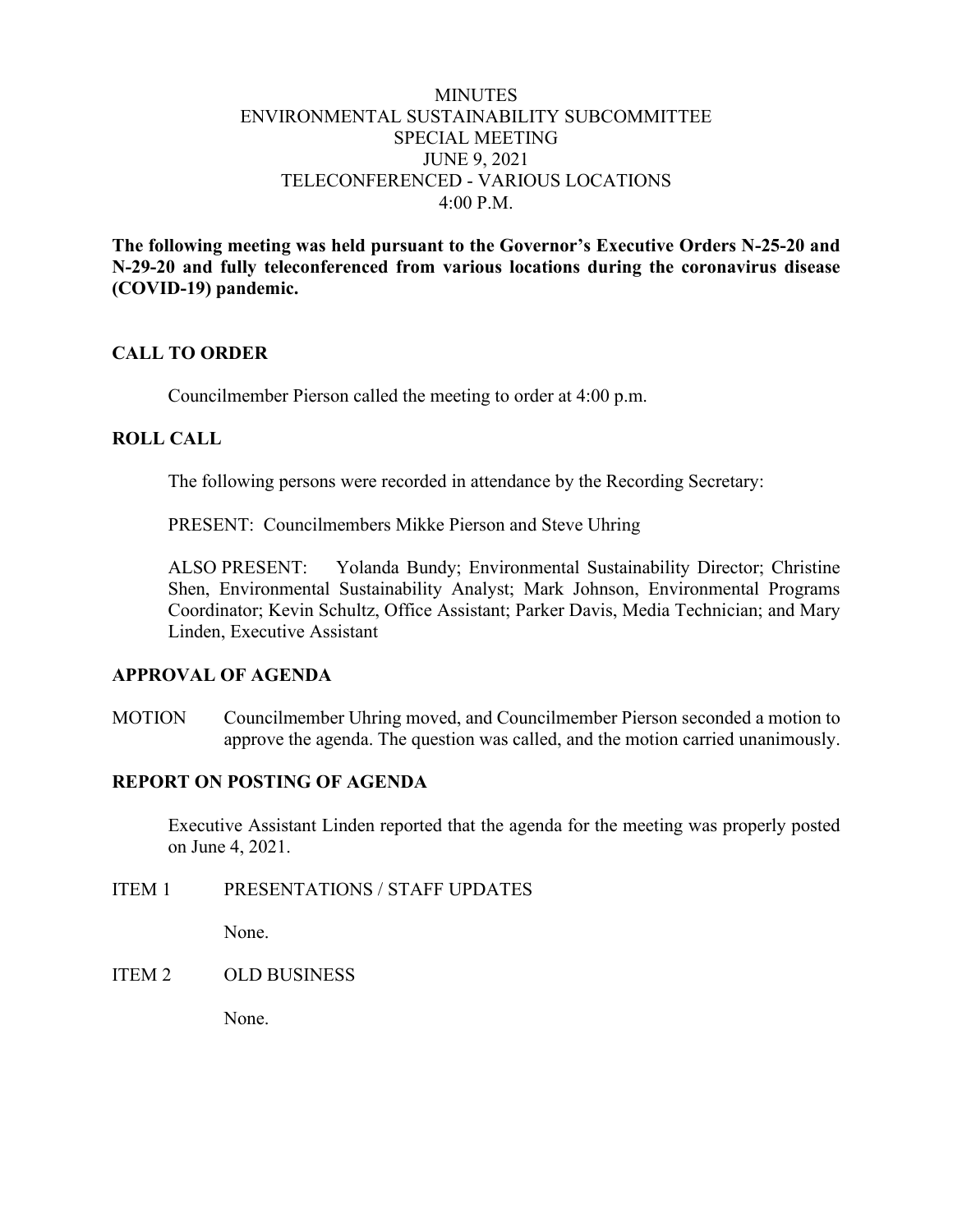MINUTES
ENVIRONMENTAL SUSTAINABILITY SUBCOMMITTEE
SPECIAL MEETING
JUNE 9, 2021
TELECONFERENCED - VARIOUS LOCATIONS
4:00 P.M.

**The following meeting was held pursuant to the Governor's Executive Orders N-25-20 and N-29-20 and fully teleconferenced from various locations during the coronavirus disease (COVID-19) pandemic.**

## CALL TO ORDER

Councilmember Pierson called the meeting to order at 4:00 p.m.

## ROLL CALL

The following persons were recorded in attendance by the Recording Secretary:

PRESENT: Councilmembers Mikke Pierson and Steve Uhring

ALSO PRESENT: Yolanda Bundy; Environmental Sustainability Director; Christine Shen, Environmental Sustainability Analyst; Mark Johnson, Environmental Programs Coordinator; Kevin Schultz, Office Assistant; Parker Davis, Media Technician; and Mary Linden, Executive Assistant

## APPROVAL OF AGENDA

MOTION Councilmember Uhring moved, and Councilmember Pierson seconded a motion to approve the agenda. The question was called, and the motion carried unanimously.

## REPORT ON POSTING OF AGENDA

Executive Assistant Linden reported that the agenda for the meeting was properly posted on June 4, 2021.

ITEM 1 PRESENTATIONS / STAFF UPDATES

None.

ITEM 2 OLD BUSINESS

None.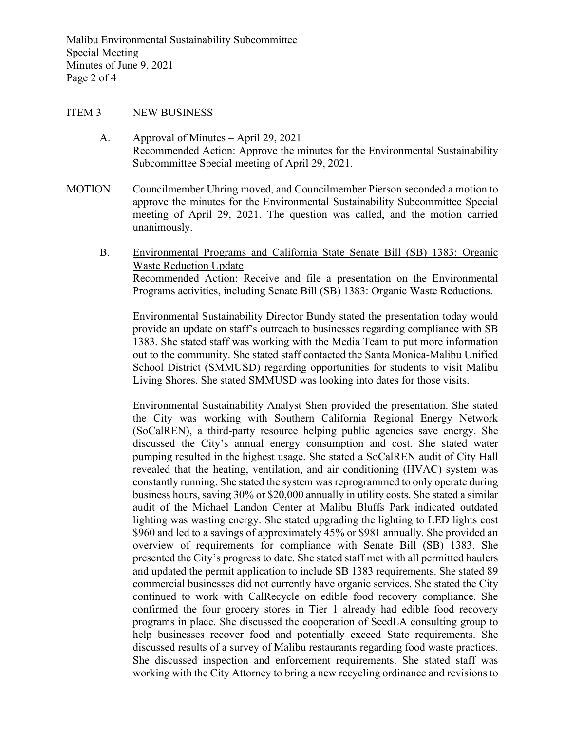ITEM 3 NEW BUSINESS

A. Approval of Minutes – April 29, 2021
Recommended Action: Approve the minutes for the Environmental Sustainability Subcommittee Special meeting of April 29, 2021.

MOTION Councilmember Uhring moved, and Councilmember Pierson seconded a motion to approve the minutes for the Environmental Sustainability Subcommittee Special meeting of April 29, 2021. The question was called, and the motion carried unanimously.

B. Environmental Programs and California State Senate Bill (SB) 1383: Organic Waste Reduction Update
Recommended Action: Receive and file a presentation on the Environmental Programs activities, including Senate Bill (SB) 1383: Organic Waste Reductions.

Environmental Sustainability Director Bundy stated the presentation today would provide an update on staff's outreach to businesses regarding compliance with SB 1383. She stated staff was working with the Media Team to put more information out to the community. She stated staff contacted the Santa Monica-Malibu Unified School District (SMMUSD) regarding opportunities for students to visit Malibu Living Shores. She stated SMMUSD was looking into dates for those visits.

Environmental Sustainability Analyst Shen provided the presentation. She stated the City was working with Southern California Regional Energy Network (SoCalREN), a third-party resource helping public agencies save energy. She discussed the City's annual energy consumption and cost. She stated water pumping resulted in the highest usage. She stated a SoCalREN audit of City Hall revealed that the heating, ventilation, and air conditioning (HVAC) system was constantly running. She stated the system was reprogrammed to only operate during business hours, saving 30% or $20,000 annually in utility costs. She stated a similar audit of the Michael Landon Center at Malibu Bluffs Park indicated outdated lighting was wasting energy. She stated upgrading the lighting to LED lights cost $960 and led to a savings of approximately 45% or $981 annually. She provided an overview of requirements for compliance with Senate Bill (SB) 1383. She presented the City's progress to date. She stated staff met with all permitted haulers and updated the permit application to include SB 1383 requirements. She stated 89 commercial businesses did not currently have organic services. She stated the City continued to work with CalRecycle on edible food recovery compliance. She confirmed the four grocery stores in Tier 1 already had edible food recovery programs in place. She discussed the cooperation of SeedLA consulting group to help businesses recover food and potentially exceed State requirements. She discussed results of a survey of Malibu restaurants regarding food waste practices. She discussed inspection and enforcement requirements. She stated staff was working with the City Attorney to bring a new recycling ordinance and revisions to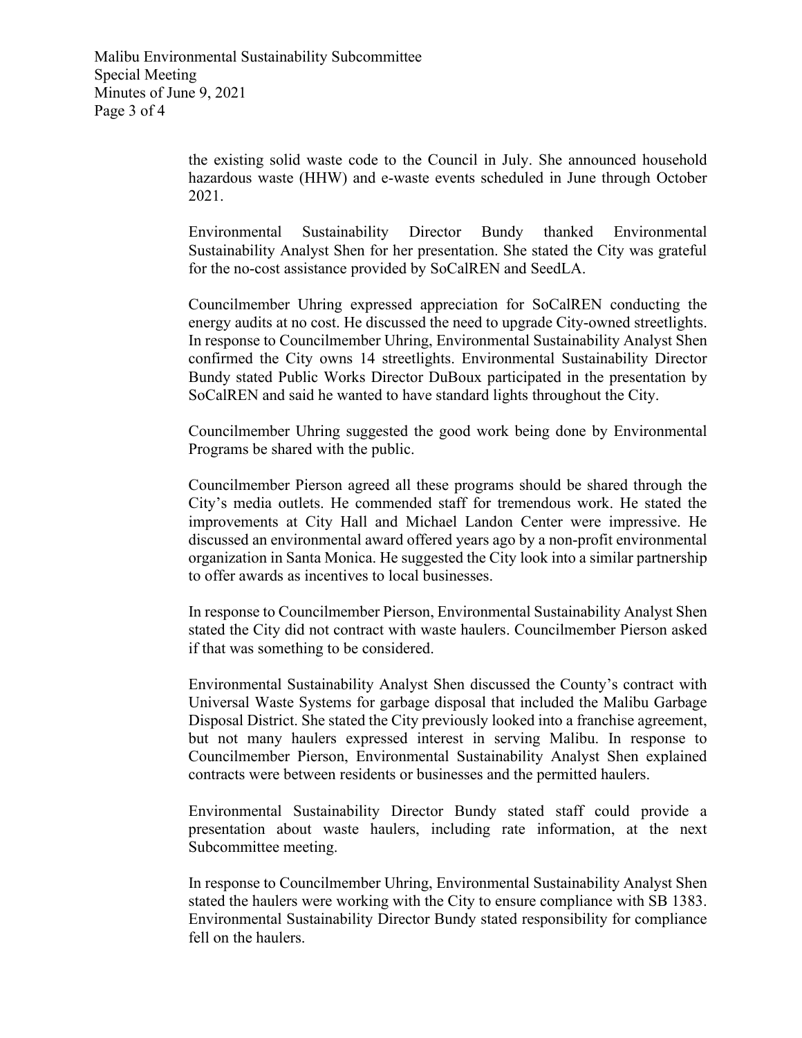the existing solid waste code to the Council in July. She announced household hazardous waste (HHW) and e-waste events scheduled in June through October 2021.

Environmental Sustainability Director Bundy thanked Environmental Sustainability Analyst Shen for her presentation. She stated the City was grateful for the no-cost assistance provided by SoCalREN and SeedLA.

Councilmember Uhring expressed appreciation for SoCalREN conducting the energy audits at no cost. He discussed the need to upgrade City-owned streetlights. In response to Councilmember Uhring, Environmental Sustainability Analyst Shen confirmed the City owns 14 streetlights. Environmental Sustainability Director Bundy stated Public Works Director DuBoux participated in the presentation by SoCalREN and said he wanted to have standard lights throughout the City.

Councilmember Uhring suggested the good work being done by Environmental Programs be shared with the public.

Councilmember Pierson agreed all these programs should be shared through the City's media outlets. He commended staff for tremendous work. He stated the improvements at City Hall and Michael Landon Center were impressive. He discussed an environmental award offered years ago by a non-profit environmental organization in Santa Monica. He suggested the City look into a similar partnership to offer awards as incentives to local businesses.

In response to Councilmember Pierson, Environmental Sustainability Analyst Shen stated the City did not contract with waste haulers. Councilmember Pierson asked if that was something to be considered.

Environmental Sustainability Analyst Shen discussed the County's contract with Universal Waste Systems for garbage disposal that included the Malibu Garbage Disposal District. She stated the City previously looked into a franchise agreement, but not many haulers expressed interest in serving Malibu. In response to Councilmember Pierson, Environmental Sustainability Analyst Shen explained contracts were between residents or businesses and the permitted haulers.

Environmental Sustainability Director Bundy stated staff could provide a presentation about waste haulers, including rate information, at the next Subcommittee meeting.

In response to Councilmember Uhring, Environmental Sustainability Analyst Shen stated the haulers were working with the City to ensure compliance with SB 1383. Environmental Sustainability Director Bundy stated responsibility for compliance fell on the haulers.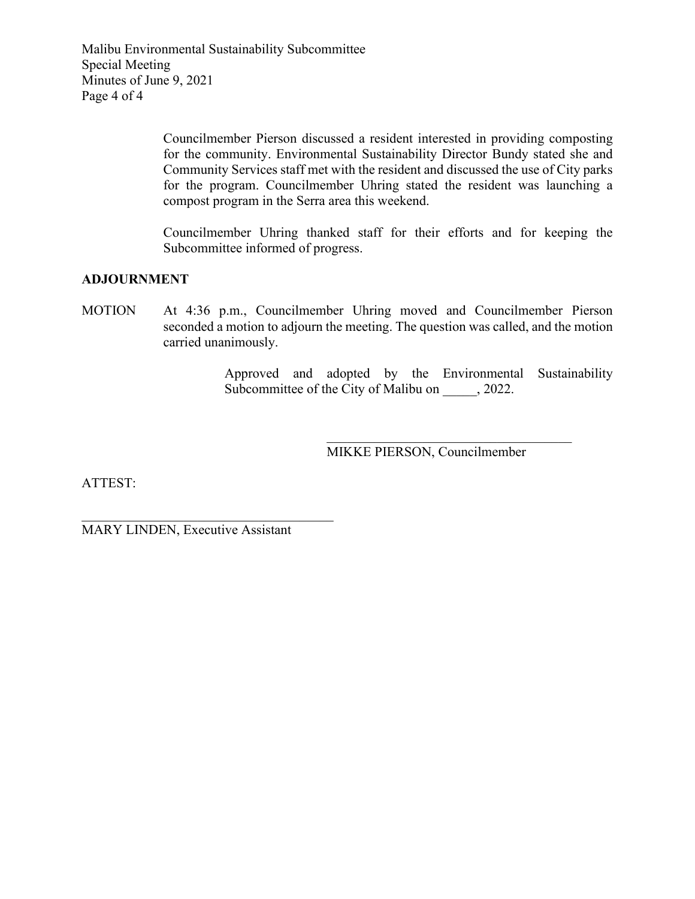Councilmember Pierson discussed a resident interested in providing composting for the community. Environmental Sustainability Director Bundy stated she and Community Services staff met with the resident and discussed the use of City parks for the program. Councilmember Uhring stated the resident was launching a compost program in the Serra area this weekend.

Councilmember Uhring thanked staff for their efforts and for keeping the Subcommittee informed of progress.

**ADJOURNMENT**

MOTION At 4:36 p.m., Councilmember Uhring moved and Councilmember Pierson seconded a motion to adjourn the meeting. The question was called, and the motion carried unanimously.

Approved and adopted by the Environmental Sustainability Subcommittee of the City of Malibu on _____, 2022.

_____________________________________
MIKKE PIERSON, Councilmember

ATTEST:

_____________________________________
MARY LINDEN, Executive Assistant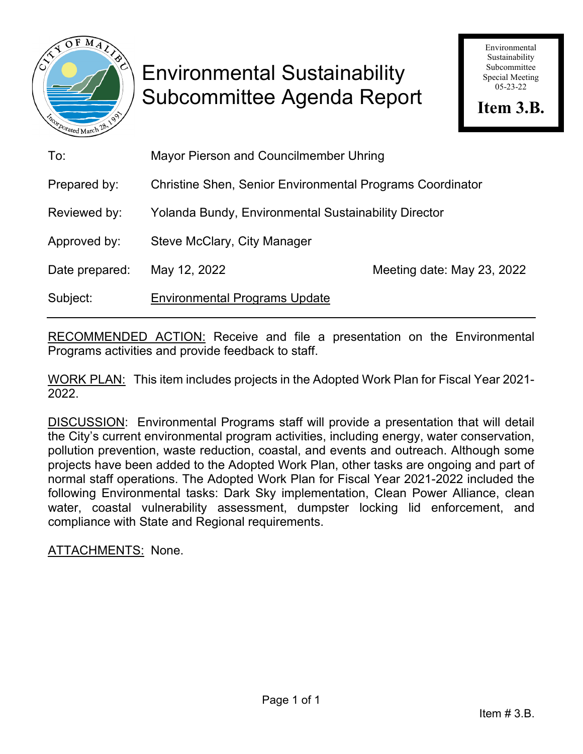# Environmental Sustainability Subcommittee Agenda Report

Environmental Sustainability Subcommittee Special Meeting 05-23-22

**Item 3.B.**

| | |
|---|---|
| To: | Mayor Pierson and Councilmember Uhring |
| Prepared by: | Christine Shen, Senior Environmental Programs Coordinator |
| Reviewed by: | Yolanda Bundy, Environmental Sustainability Director |
| Approved by: | Steve McClary, City Manager |
| Date prepared: | May 12, 2022 Meeting date: May 23, 2022 |
| Subject: | Environmental Programs Update |

RECOMMENDED ACTION: Receive and file a presentation on the Environmental Programs activities and provide feedback to staff.

WORK PLAN: This item includes projects in the Adopted Work Plan for Fiscal Year 2021-2022.

DISCUSSION: Environmental Programs staff will provide a presentation that will detail the City's current environmental program activities, including energy, water conservation, pollution prevention, waste reduction, coastal, and events and outreach. Although some projects have been added to the Adopted Work Plan, other tasks are ongoing and part of normal staff operations. The Adopted Work Plan for Fiscal Year 2021-2022 included the following Environmental tasks: Dark Sky implementation, Clean Power Alliance, clean water, coastal vulnerability assessment, dumpster locking lid enforcement, and compliance with State and Regional requirements.

ATTACHMENTS: None.